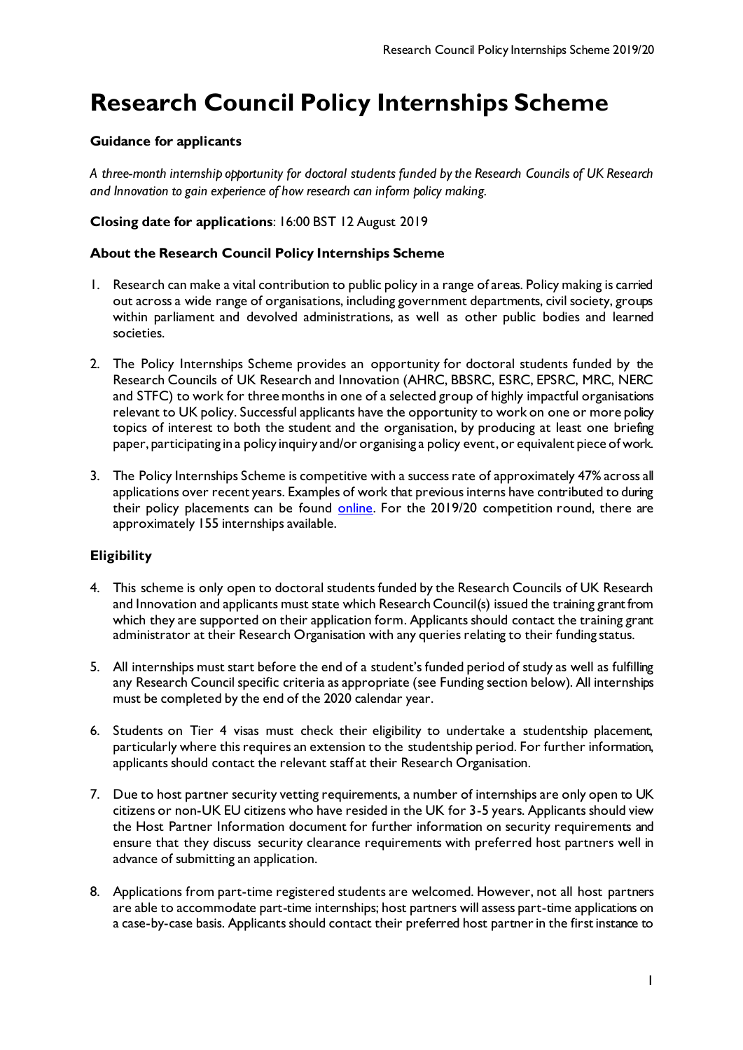# Research Council Policy Internships Scheme

**Guidance for applicants**

*A three-month internship opportunity for doctoral students funded by the Research Councils of UK Research and Innovation to gain experience of how research can inform policy making.*

**Closing date for applications**: 16:00 BST 12 August 2019

**About the Research Council Policy Internships Scheme**

1. Research can make a vital contribution to public policy in a range of areas. Policy making is carried out across a wide range of organisations, including government departments, civil society, groups within parliament and devolved administrations, as well as other public bodies and learned societies.

2. The Policy Internships Scheme provides an opportunity for doctoral students funded by the Research Councils of UK Research and Innovation (AHRC, BBSRC, ESRC, EPSRC, MRC, NERC and STFC) to work for three months in one of a selected group of highly impactful organisations relevant to UK policy. Successful applicants have the opportunity to work on one or more policy topics of interest to both the student and the organisation, by producing at least one briefing paper, participating in a policy inquiry and/or organising a policy event, or equivalent piece of work.

3. The Policy Internships Scheme is competitive with a success rate of approximately 47% across all applications over recent years. Examples of work that previous interns have contributed to during their policy placements can be found online. For the 2019/20 competition round, there are approximately 155 internships available.

**Eligibility**

4. This scheme is only open to doctoral students funded by the Research Councils of UK Research and Innovation and applicants must state which Research Council(s) issued the training grant from which they are supported on their application form. Applicants should contact the training grant administrator at their Research Organisation with any queries relating to their funding status.

5. All internships must start before the end of a student's funded period of study as well as fulfilling any Research Council specific criteria as appropriate (see Funding section below). All internships must be completed by the end of the 2020 calendar year.

6. Students on Tier 4 visas must check their eligibility to undertake a studentship placement, particularly where this requires an extension to the studentship period. For further information, applicants should contact the relevant staff at their Research Organisation.

7. Due to host partner security vetting requirements, a number of internships are only open to UK citizens or non-UK EU citizens who have resided in the UK for 3-5 years. Applicants should view the Host Partner Information document for further information on security requirements and ensure that they discuss security clearance requirements with preferred host partners well in advance of submitting an application.

8. Applications from part-time registered students are welcomed. However, not all host partners are able to accommodate part-time internships; host partners will assess part-time applications on a case-by-case basis. Applicants should contact their preferred host partner in the first instance to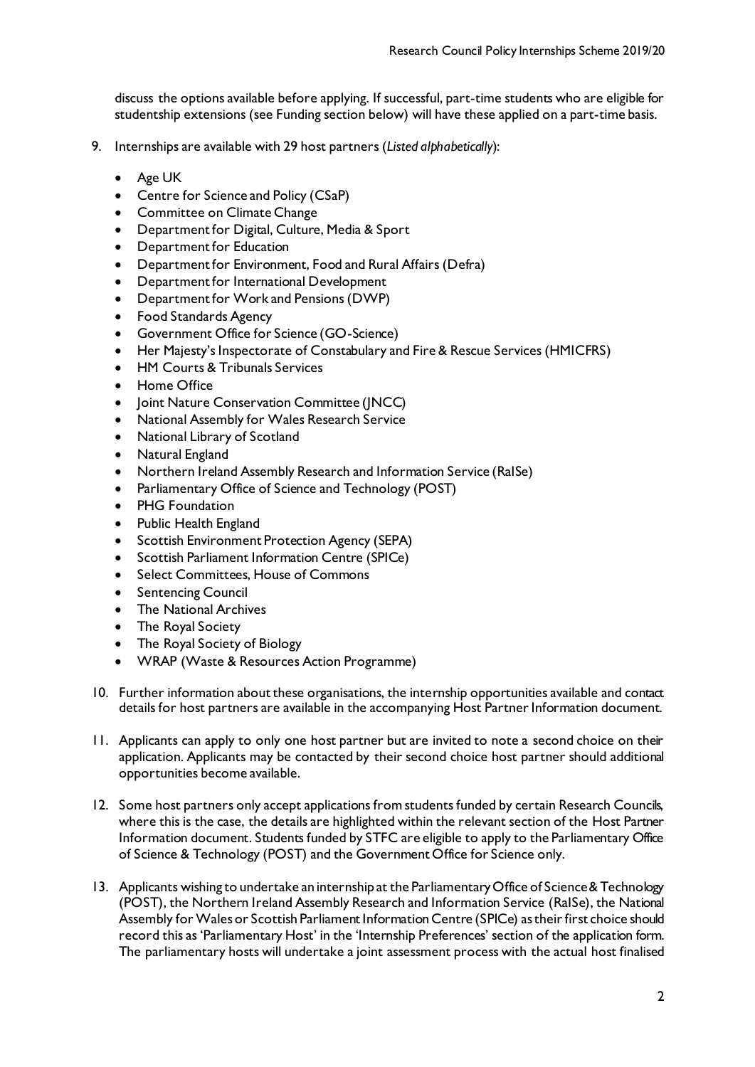discuss the options available before applying. If successful, part-time students who are eligible for studentship extensions (see Funding section below) will have these applied on a part-time basis.

9. Internships are available with 29 host partners (*Listed alphabetically*):

    - Age UK
    - Centre for Science and Policy (CSaP)
    - Committee on Climate Change
    - Department for Digital, Culture, Media & Sport
    - Department for Education
    - Department for Environment, Food and Rural Affairs (Defra)
    - Department for International Development
    - Department for Work and Pensions (DWP)
    - Food Standards Agency
    - Government Office for Science (GO-Science)
    - Her Majesty's Inspectorate of Constabulary and Fire & Rescue Services (HMICFRS)
    - HM Courts & Tribunals Services
    - Home Office
    - Joint Nature Conservation Committee (JNCC)
    - National Assembly for Wales Research Service
    - National Library of Scotland
    - Natural England
    - Northern Ireland Assembly Research and Information Service (RaISe)
    - Parliamentary Office of Science and Technology (POST)
    - PHG Foundation
    - Public Health England
    - Scottish Environment Protection Agency (SEPA)
    - Scottish Parliament Information Centre (SPICe)
    - Select Committees, House of Commons
    - Sentencing Council
    - The National Archives
    - The Royal Society
    - The Royal Society of Biology
    - WRAP (Waste & Resources Action Programme)

10. Further information about these organisations, the internship opportunities available and contact details for host partners are available in the accompanying Host Partner Information document.

11. Applicants can apply to only one host partner but are invited to note a second choice on their application. Applicants may be contacted by their second choice host partner should additional opportunities become available.

12. Some host partners only accept applications from students funded by certain Research Councils, where this is the case, the details are highlighted within the relevant section of the Host Partner Information document. Students funded by STFC are eligible to apply to the Parliamentary Office of Science & Technology (POST) and the Government Office for Science only.

13. Applicants wishing to undertake an internship at the Parliamentary Office of Science & Technology (POST), the Northern Ireland Assembly Research and Information Service (RaISe), the National Assembly for Wales or Scottish Parliament Information Centre (SPICe) as their first choice should record this as 'Parliamentary Host' in the 'Internship Preferences' section of the application form. The parliamentary hosts will undertake a joint assessment process with the actual host finalised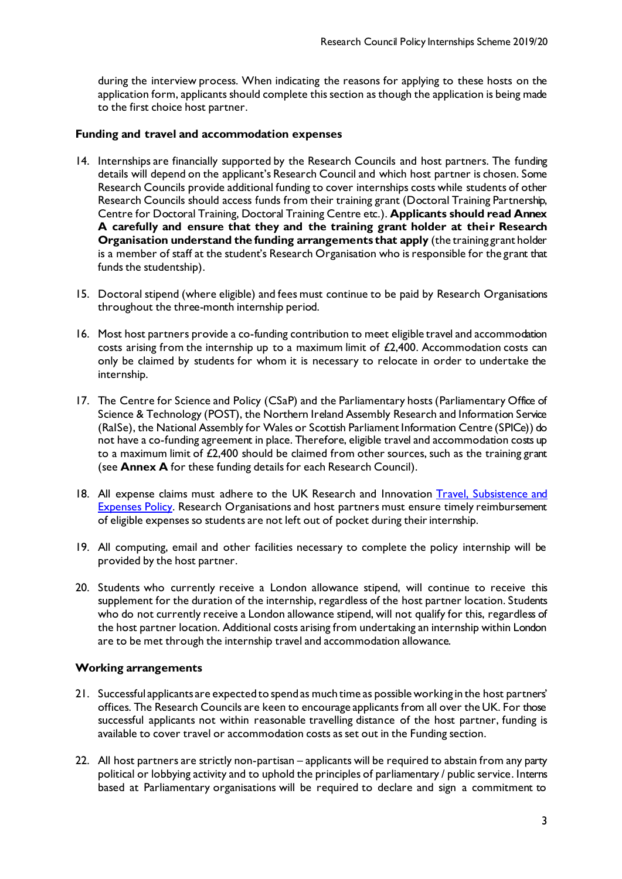during the interview process. When indicating the reasons for applying to these hosts on the application form, applicants should complete this section as though the application is being made to the first choice host partner.

### Funding and travel and accommodation expenses

14. Internships are financially supported by the Research Councils and host partners. The funding details will depend on the applicant's Research Council and which host partner is chosen. Some Research Councils provide additional funding to cover internships costs while students of other Research Councils should access funds from their training grant (Doctoral Training Partnership, Centre for Doctoral Training, Doctoral Training Centre etc.). **Applicants should read Annex A carefully and ensure that they and the training grant holder at their Research Organisation understand the funding arrangements that apply** (the training grant holder is a member of staff at the student's Research Organisation who is responsible for the grant that funds the studentship).

15. Doctoral stipend (where eligible) and fees must continue to be paid by Research Organisations throughout the three-month internship period.

16. Most host partners provide a co-funding contribution to meet eligible travel and accommodation costs arising from the internship up to a maximum limit of £2,400. Accommodation costs can only be claimed by students for whom it is necessary to relocate in order to undertake the internship.

17. The Centre for Science and Policy (CSaP) and the Parliamentary hosts (Parliamentary Office of Science & Technology (POST), the Northern Ireland Assembly Research and Information Service (RaISe), the National Assembly for Wales or Scottish Parliament Information Centre (SPICe)) do not have a co-funding agreement in place. Therefore, eligible travel and accommodation costs up to a maximum limit of £2,400 should be claimed from other sources, such as the training grant (see **Annex A** for these funding details for each Research Council).

18. All expense claims must adhere to the UK Research and Innovation Travel, Subsistence and Expenses Policy. Research Organisations and host partners must ensure timely reimbursement of eligible expenses so students are not left out of pocket during their internship.

19. All computing, email and other facilities necessary to complete the policy internship will be provided by the host partner.

20. Students who currently receive a London allowance stipend, will continue to receive this supplement for the duration of the internship, regardless of the host partner location. Students who do not currently receive a London allowance stipend, will not qualify for this, regardless of the host partner location. Additional costs arising from undertaking an internship within London are to be met through the internship travel and accommodation allowance.

### Working arrangements

21. Successful applicants are expected to spend as much time as possible working in the host partners' offices. The Research Councils are keen to encourage applicants from all over the UK. For those successful applicants not within reasonable travelling distance of the host partner, funding is available to cover travel or accommodation costs as set out in the Funding section.

22. All host partners are strictly non-partisan – applicants will be required to abstain from any party political or lobbying activity and to uphold the principles of parliamentary / public service. Interns based at Parliamentary organisations will be required to declare and sign a commitment to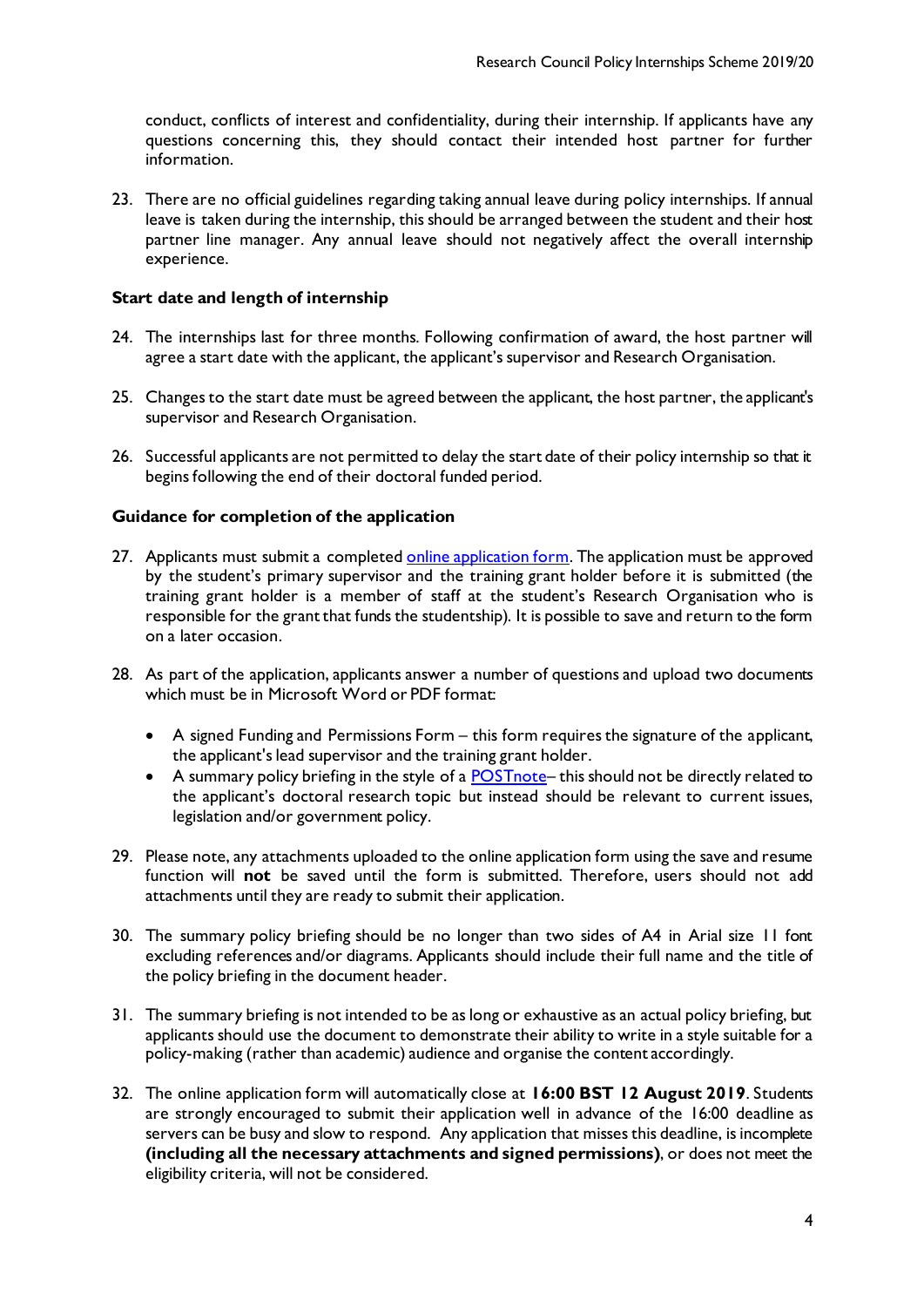conduct, conflicts of interest and confidentiality, during their internship. If applicants have any questions concerning this, they should contact their intended host partner for further information.

23. There are no official guidelines regarding taking annual leave during policy internships. If annual leave is taken during the internship, this should be arranged between the student and their host partner line manager. Any annual leave should not negatively affect the overall internship experience.

### Start date and length of internship

24. The internships last for three months. Following confirmation of award, the host partner will agree a start date with the applicant, the applicant's supervisor and Research Organisation.

25. Changes to the start date must be agreed between the applicant, the host partner, the applicant's supervisor and Research Organisation.

26. Successful applicants are not permitted to delay the start date of their policy internship so that it begins following the end of their doctoral funded period.

### Guidance for completion of the application

27. Applicants must submit a completed [online application form](). The application must be approved by the student's primary supervisor and the training grant holder before it is submitted (the training grant holder is a member of staff at the student's Research Organisation who is responsible for the grant that funds the studentship). It is possible to save and return to the form on a later occasion.

28. As part of the application, applicants answer a number of questions and upload two documents which must be in Microsoft Word or PDF format:

    - A signed Funding and Permissions Form – this form requires the signature of the applicant, the applicant's lead supervisor and the training grant holder.
    - A summary policy briefing in the style of a [POSTnote]()– this should not be directly related to the applicant's doctoral research topic but instead should be relevant to current issues, legislation and/or government policy.

29. Please note, any attachments uploaded to the online application form using the save and resume function will **not** be saved until the form is submitted. Therefore, users should not add attachments until they are ready to submit their application.

30. The summary policy briefing should be no longer than two sides of A4 in Arial size 11 font excluding references and/or diagrams. Applicants should include their full name and the title of the policy briefing in the document header.

31. The summary briefing is not intended to be as long or exhaustive as an actual policy briefing, but applicants should use the document to demonstrate their ability to write in a style suitable for a policy-making (rather than academic) audience and organise the content accordingly.

32. The online application form will automatically close at **16:00 BST 12 August 2019**. Students are strongly encouraged to submit their application well in advance of the 16:00 deadline as servers can be busy and slow to respond. Any application that misses this deadline, is incomplete **(including all the necessary attachments and signed permissions)**, or does not meet the eligibility criteria, will not be considered.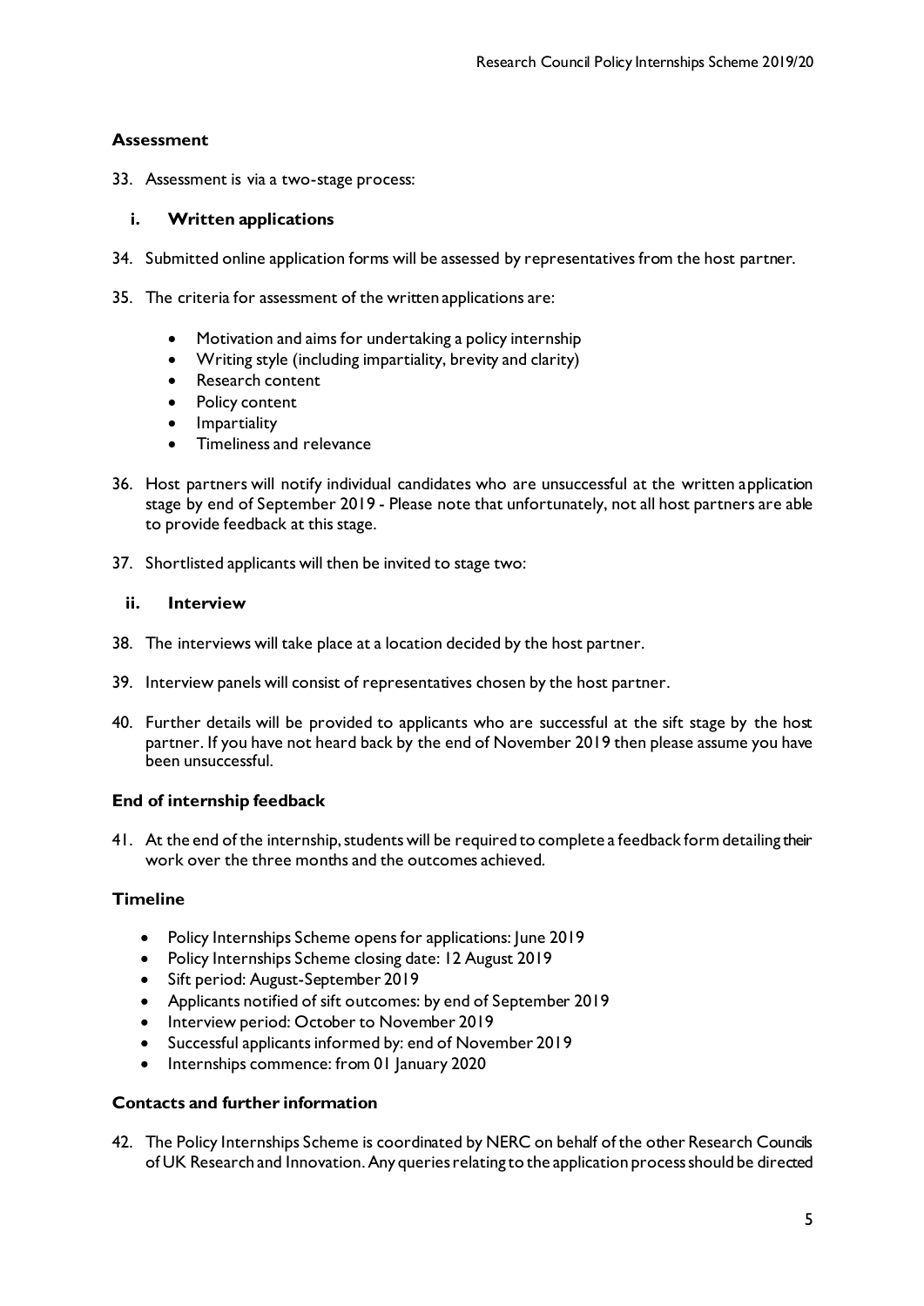## Assessment

33. Assessment is via a two-stage process:

### i. Written applications

34. Submitted online application forms will be assessed by representatives from the host partner.

35. The criteria for assessment of the written applications are:

    - Motivation and aims for undertaking a policy internship
    - Writing style (including impartiality, brevity and clarity)
    - Research content
    - Policy content
    - Impartiality
    - Timeliness and relevance

36. Host partners will notify individual candidates who are unsuccessful at the written application stage by end of September 2019 - Please note that unfortunately, not all host partners are able to provide feedback at this stage.

37. Shortlisted applicants will then be invited to stage two:

### ii. Interview

38. The interviews will take place at a location decided by the host partner.

39. Interview panels will consist of representatives chosen by the host partner.

40. Further details will be provided to applicants who are successful at the sift stage by the host partner. If you have not heard back by the end of November 2019 then please assume you have been unsuccessful.

## End of internship feedback

41. At the end of the internship, students will be required to complete a feedback form detailing their work over the three months and the outcomes achieved.

## Timeline

- Policy Internships Scheme opens for applications: June 2019
- Policy Internships Scheme closing date: 12 August 2019
- Sift period: August-September 2019
- Applicants notified of sift outcomes: by end of September 2019
- Interview period: October to November 2019
- Successful applicants informed by: end of November 2019
- Internships commence: from 01 January 2020

## Contacts and further information

42. The Policy Internships Scheme is coordinated by NERC on behalf of the other Research Councils of UK Research and Innovation. Any queries relating to the application process should be directed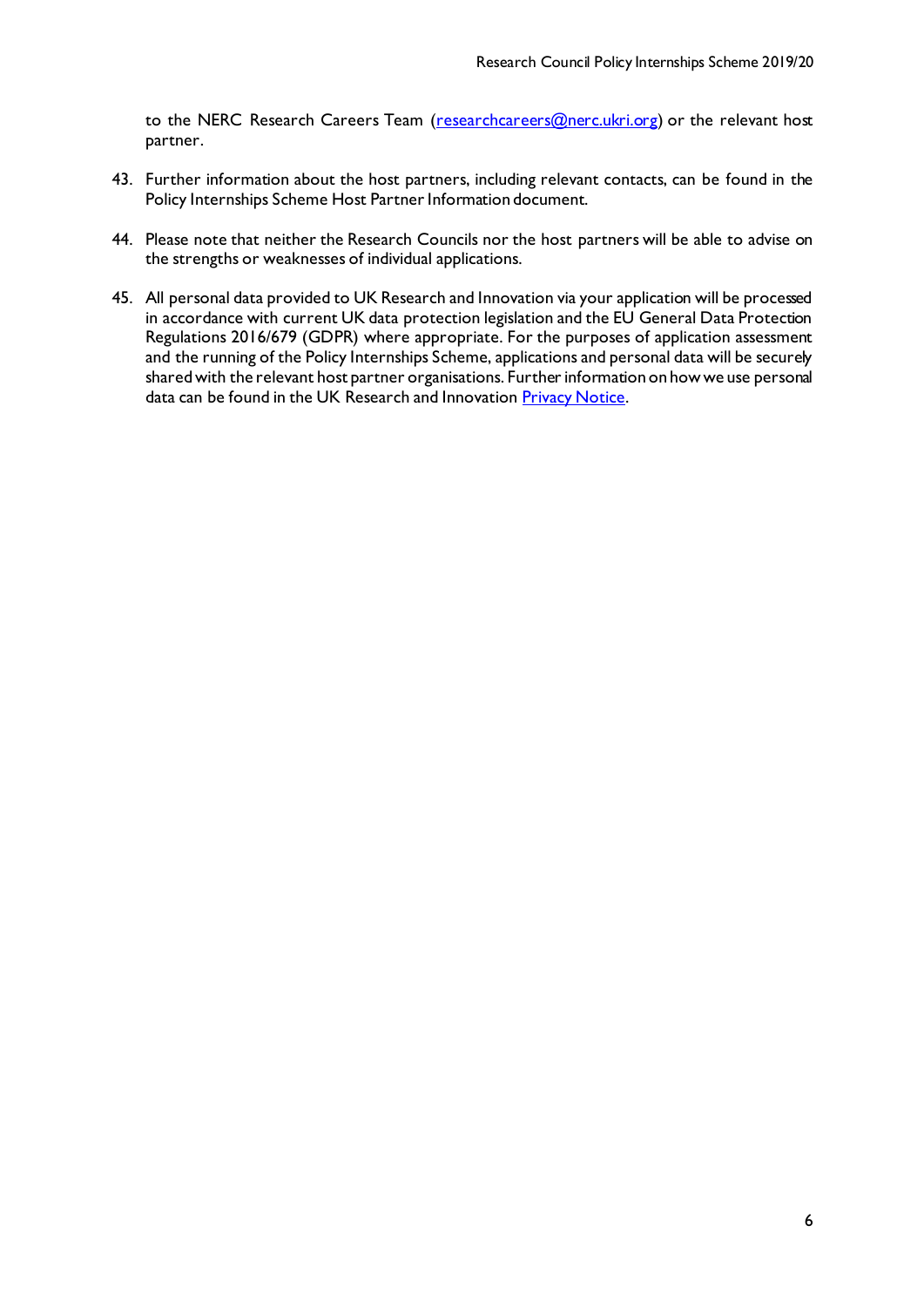to the NERC Research Careers Team (researchcareers@nerc.ukri.org) or the relevant host partner.

43. Further information about the host partners, including relevant contacts, can be found in the Policy Internships Scheme Host Partner Information document.

44. Please note that neither the Research Councils nor the host partners will be able to advise on the strengths or weaknesses of individual applications.

45. All personal data provided to UK Research and Innovation via your application will be processed in accordance with current UK data protection legislation and the EU General Data Protection Regulations 2016/679 (GDPR) where appropriate. For the purposes of application assessment and the running of the Policy Internships Scheme, applications and personal data will be securely shared with the relevant host partner organisations. Further information on how we use personal data can be found in the UK Research and Innovation Privacy Notice.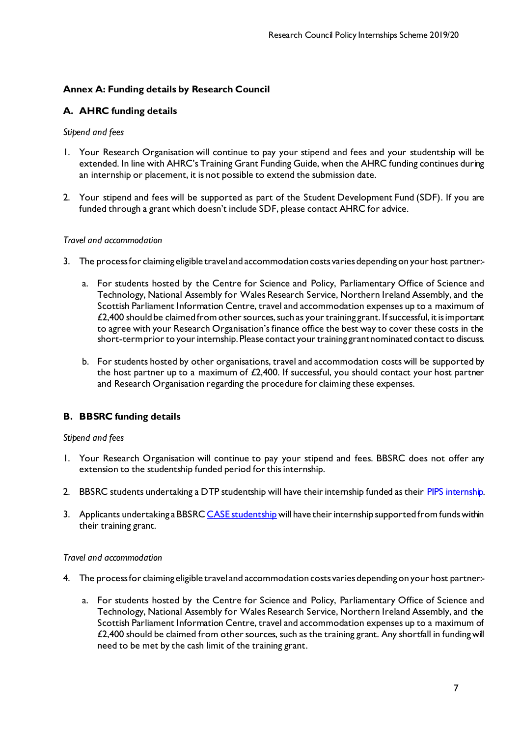## Annex A: Funding details by Research Council

### A. AHRC funding details

*Stipend and fees*

1. Your Research Organisation will continue to pay your stipend and fees and your studentship will be extended. In line with AHRC's Training Grant Funding Guide, when the AHRC funding continues during an internship or placement, it is not possible to extend the submission date.

2. Your stipend and fees will be supported as part of the Student Development Fund (SDF). If you are funded through a grant which doesn't include SDF, please contact AHRC for advice.

*Travel and accommodation*

3. The process for claiming eligible travel and accommodation costs varies depending on your host partner:-

   a. For students hosted by the Centre for Science and Policy, Parliamentary Office of Science and Technology, National Assembly for Wales Research Service, Northern Ireland Assembly, and the Scottish Parliament Information Centre, travel and accommodation expenses up to a maximum of £2,400 should be claimed from other sources, such as your training grant. If successful, it is important to agree with your Research Organisation's finance office the best way to cover these costs in the short-term prior to your internship. Please contact your training grant nominated contact to discuss.

   b. For students hosted by other organisations, travel and accommodation costs will be supported by the host partner up to a maximum of £2,400. If successful, you should contact your host partner and Research Organisation regarding the procedure for claiming these expenses.

### B. BBSRC funding details

*Stipend and fees*

1. Your Research Organisation will continue to pay your stipend and fees. BBSRC does not offer any extension to the studentship funded period for this internship.

2. BBSRC students undertaking a DTP studentship will have their internship funded as their [PIPS internship](PIPS internship).

3. Applicants undertaking a BBSRC [CASE studentship](CASE studentship) will have their internship supported from funds within their training grant.

*Travel and accommodation*

4. The process for claiming eligible travel and accommodation costs varies depending on your host partner:-

   a. For students hosted by the Centre for Science and Policy, Parliamentary Office of Science and Technology, National Assembly for Wales Research Service, Northern Ireland Assembly, and the Scottish Parliament Information Centre, travel and accommodation expenses up to a maximum of £2,400 should be claimed from other sources, such as the training grant. Any shortfall in funding will need to be met by the cash limit of the training grant.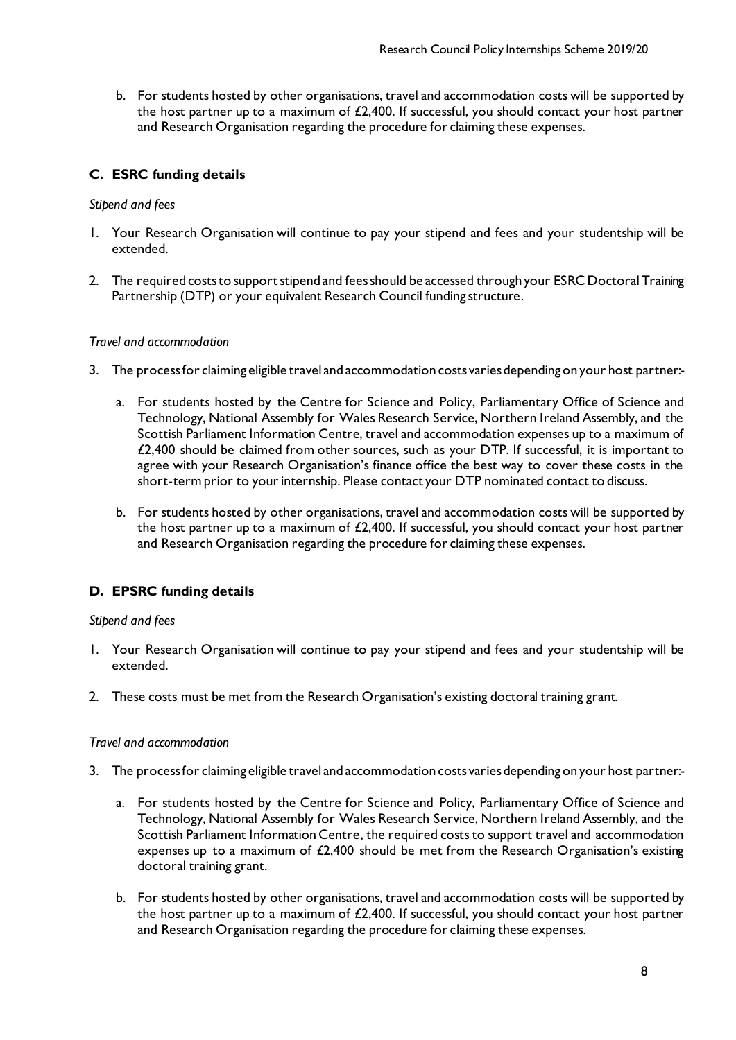b. For students hosted by other organisations, travel and accommodation costs will be supported by the host partner up to a maximum of £2,400. If successful, you should contact your host partner and Research Organisation regarding the procedure for claiming these expenses.

## C. ESRC funding details

*Stipend and fees*

1. Your Research Organisation will continue to pay your stipend and fees and your studentship will be extended.
2. The required costs to support stipend and fees should be accessed through your ESRC Doctoral Training Partnership (DTP) or your equivalent Research Council funding structure.

*Travel and accommodation*

3. The process for claiming eligible travel and accommodation costs varies depending on your host partner:-

   a. For students hosted by the Centre for Science and Policy, Parliamentary Office of Science and Technology, National Assembly for Wales Research Service, Northern Ireland Assembly, and the Scottish Parliament Information Centre, travel and accommodation expenses up to a maximum of £2,400 should be claimed from other sources, such as your DTP. If successful, it is important to agree with your Research Organisation's finance office the best way to cover these costs in the short-term prior to your internship. Please contact your DTP nominated contact to discuss.

   b. For students hosted by other organisations, travel and accommodation costs will be supported by the host partner up to a maximum of £2,400. If successful, you should contact your host partner and Research Organisation regarding the procedure for claiming these expenses.

## D. EPSRC funding details

*Stipend and fees*

1. Your Research Organisation will continue to pay your stipend and fees and your studentship will be extended.
2. These costs must be met from the Research Organisation's existing doctoral training grant.

*Travel and accommodation*

3. The process for claiming eligible travel and accommodation costs varies depending on your host partner:-

   a. For students hosted by the Centre for Science and Policy, Parliamentary Office of Science and Technology, National Assembly for Wales Research Service, Northern Ireland Assembly, and the Scottish Parliament Information Centre, the required costs to support travel and accommodation expenses up to a maximum of £2,400 should be met from the Research Organisation's existing doctoral training grant.

   b. For students hosted by other organisations, travel and accommodation costs will be supported by the host partner up to a maximum of £2,400. If successful, you should contact your host partner and Research Organisation regarding the procedure for claiming these expenses.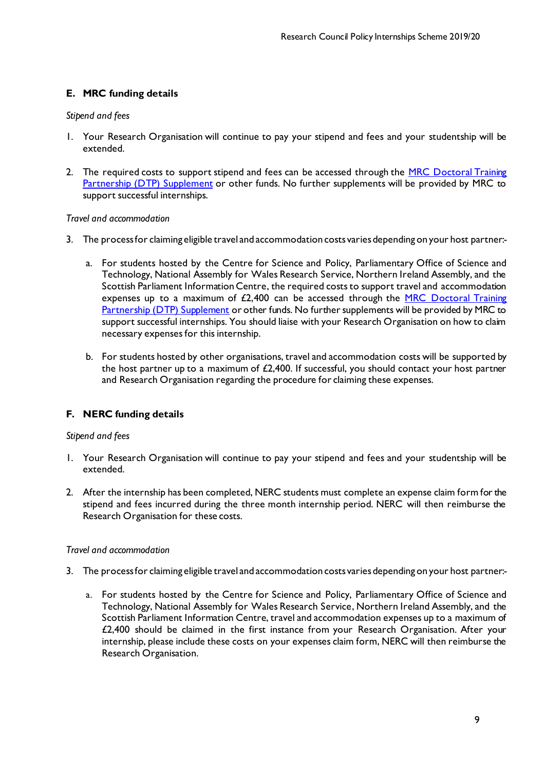## E. MRC funding details

*Stipend and fees*

1. Your Research Organisation will continue to pay your stipend and fees and your studentship will be extended.

2. The required costs to support stipend and fees can be accessed through the MRC Doctoral Training Partnership (DTP) Supplement or other funds. No further supplements will be provided by MRC to support successful internships.

*Travel and accommodation*

3. The process for claiming eligible travel and accommodation costs varies depending on your host partner:-

   a. For students hosted by the Centre for Science and Policy, Parliamentary Office of Science and Technology, National Assembly for Wales Research Service, Northern Ireland Assembly, and the Scottish Parliament Information Centre, the required costs to support travel and accommodation expenses up to a maximum of £2,400 can be accessed through the MRC Doctoral Training Partnership (DTP) Supplement or other funds. No further supplements will be provided by MRC to support successful internships. You should liaise with your Research Organisation on how to claim necessary expenses for this internship.

   b. For students hosted by other organisations, travel and accommodation costs will be supported by the host partner up to a maximum of £2,400. If successful, you should contact your host partner and Research Organisation regarding the procedure for claiming these expenses.

## F. NERC funding details

*Stipend and fees*

1. Your Research Organisation will continue to pay your stipend and fees and your studentship will be extended.

2. After the internship has been completed, NERC students must complete an expense claim form for the stipend and fees incurred during the three month internship period. NERC will then reimburse the Research Organisation for these costs.

*Travel and accommodation*

3. The process for claiming eligible travel and accommodation costs varies depending on your host partner:-

   a. For students hosted by the Centre for Science and Policy, Parliamentary Office of Science and Technology, National Assembly for Wales Research Service, Northern Ireland Assembly, and the Scottish Parliament Information Centre, travel and accommodation expenses up to a maximum of £2,400 should be claimed in the first instance from your Research Organisation. After your internship, please include these costs on your expenses claim form, NERC will then reimburse the Research Organisation.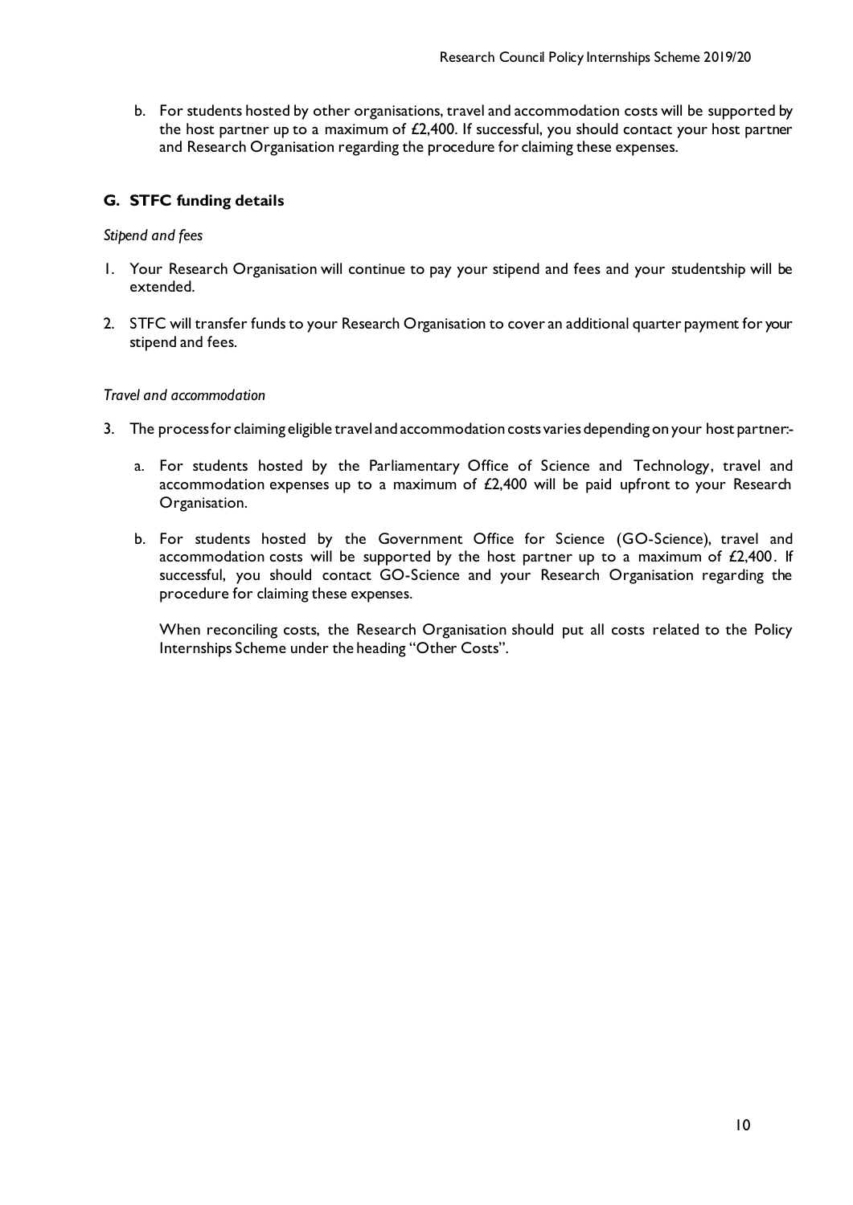b. For students hosted by other organisations, travel and accommodation costs will be supported by the host partner up to a maximum of £2,400. If successful, you should contact your host partner and Research Organisation regarding the procedure for claiming these expenses.

## G. STFC funding details

*Stipend and fees*

1. Your Research Organisation will continue to pay your stipend and fees and your studentship will be extended.

2. STFC will transfer funds to your Research Organisation to cover an additional quarter payment for your stipend and fees.

*Travel and accommodation*

3. The process for claiming eligible travel and accommodation costs varies depending on your host partner:-

   a. For students hosted by the Parliamentary Office of Science and Technology, travel and accommodation expenses up to a maximum of £2,400 will be paid upfront to your Research Organisation.

   b. For students hosted by the Government Office for Science (GO-Science), travel and accommodation costs will be supported by the host partner up to a maximum of £2,400. If successful, you should contact GO-Science and your Research Organisation regarding the procedure for claiming these expenses.

   When reconciling costs, the Research Organisation should put all costs related to the Policy Internships Scheme under the heading "Other Costs".